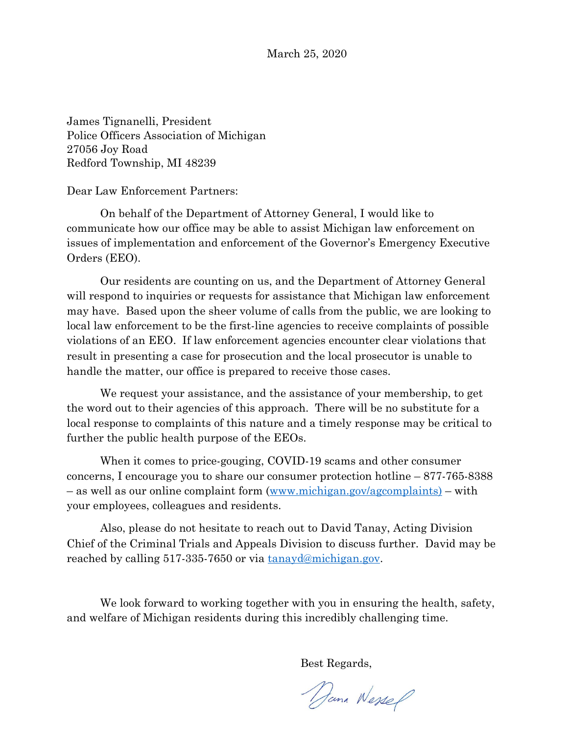March 25, 2020

James Tignanelli, President
Police Officers Association of Michigan
27056 Joy Road
Redford Township, MI 48239

Dear Law Enforcement Partners:

On behalf of the Department of Attorney General, I would like to communicate how our office may be able to assist Michigan law enforcement on issues of implementation and enforcement of the Governor's Emergency Executive Orders (EEO).

Our residents are counting on us, and the Department of Attorney General will respond to inquiries or requests for assistance that Michigan law enforcement may have. Based upon the sheer volume of calls from the public, we are looking to local law enforcement to be the first-line agencies to receive complaints of possible violations of an EEO. If law enforcement agencies encounter clear violations that result in presenting a case for prosecution and the local prosecutor is unable to handle the matter, our office is prepared to receive those cases.

We request your assistance, and the assistance of your membership, to get the word out to their agencies of this approach. There will be no substitute for a local response to complaints of this nature and a timely response may be critical to further the public health purpose of the EEOs.

When it comes to price-gouging, COVID-19 scams and other consumer concerns, I encourage you to share our consumer protection hotline – 877-765-8388 – as well as our online complaint form (www.michigan.gov/agcomplaints) – with your employees, colleagues and residents.

Also, please do not hesitate to reach out to David Tanay, Acting Division Chief of the Criminal Trials and Appeals Division to discuss further. David may be reached by calling 517-335-7650 or via tanayd@michigan.gov.

We look forward to working together with you in ensuring the health, safety, and welfare of Michigan residents during this incredibly challenging time.

Best Regards,

Dana Nessel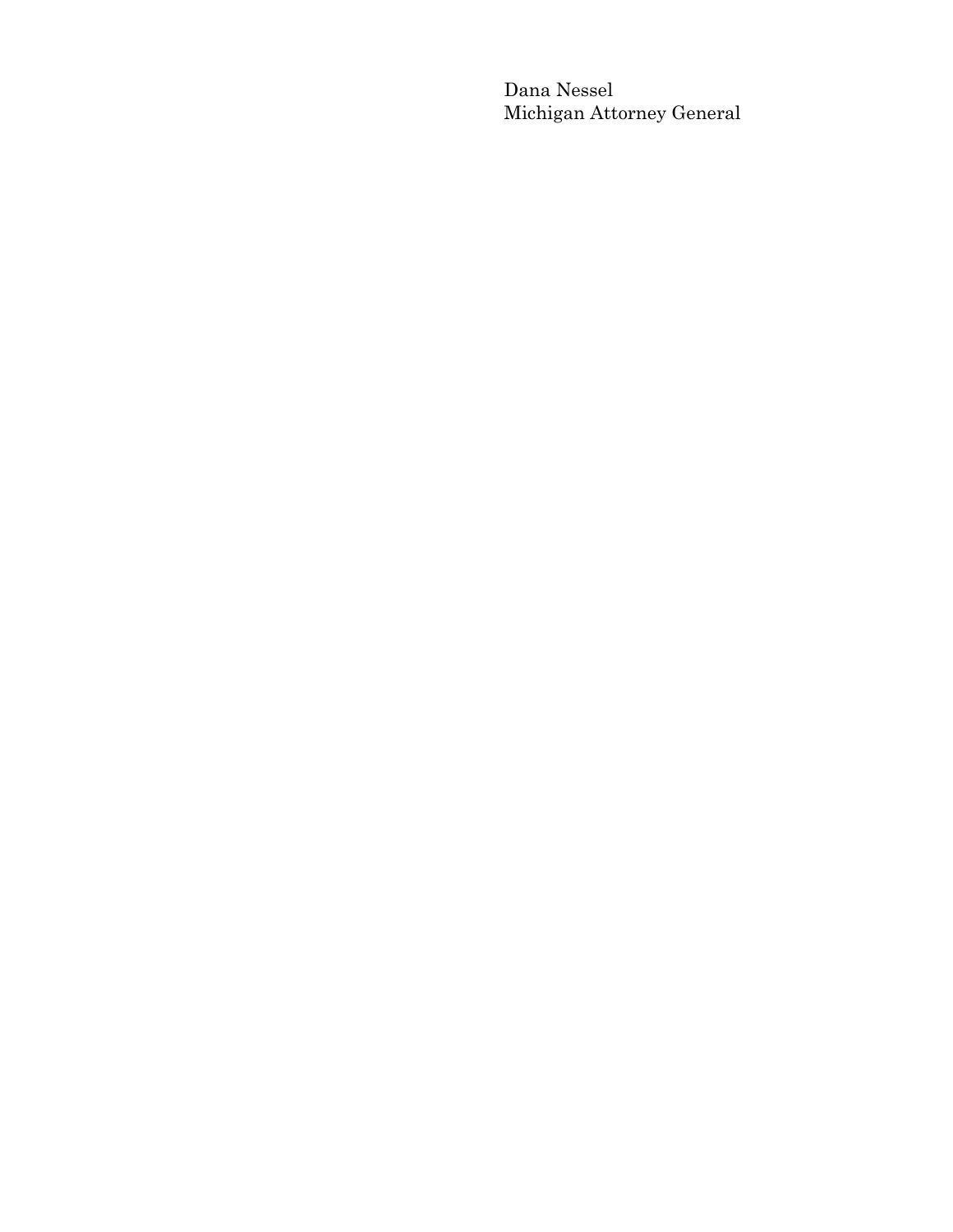Dana Nessel
Michigan Attorney General